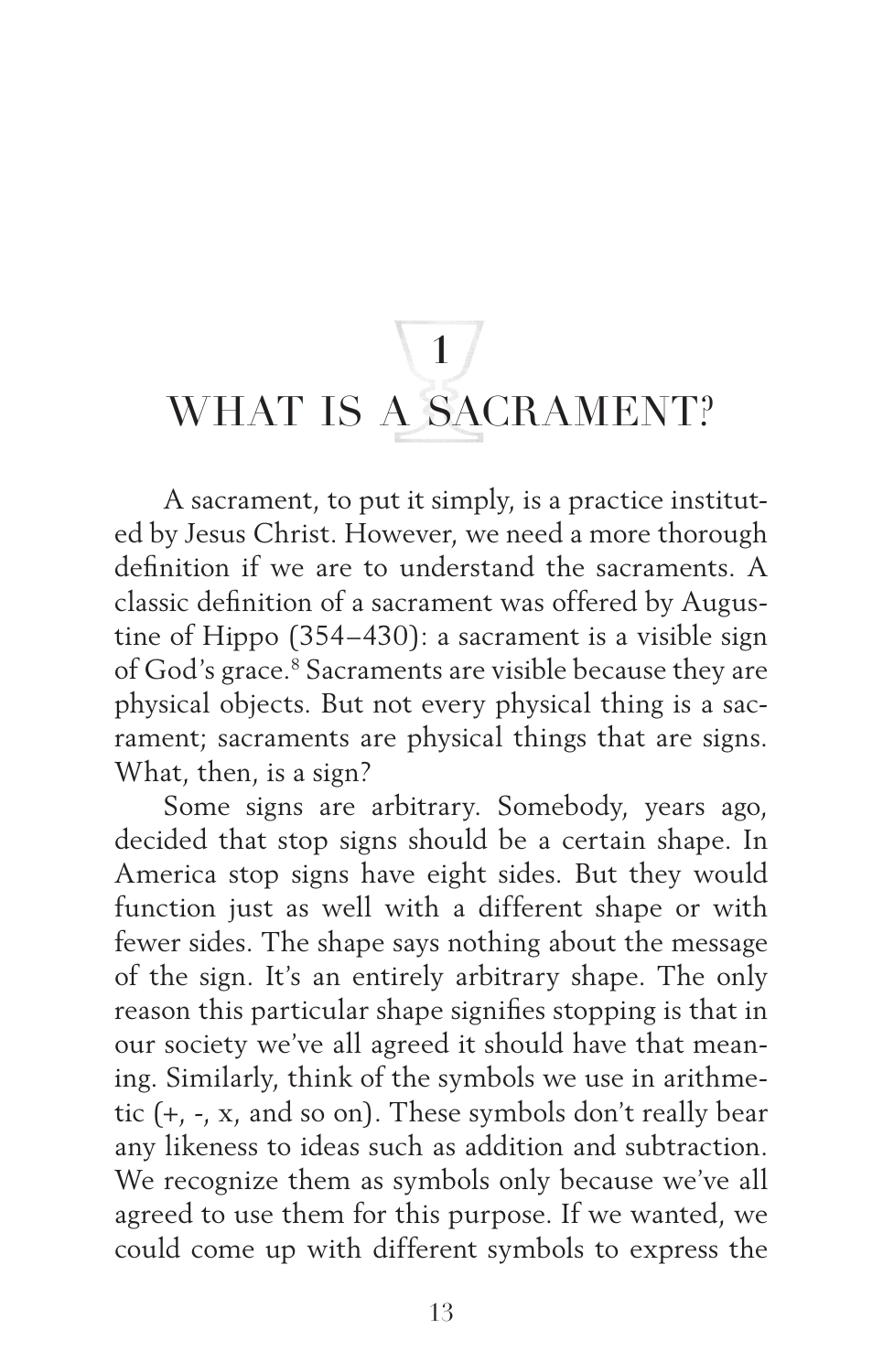# 1
# WHAT IS A SACRAMENT?

A sacrament, to put it simply, is a practice instituted by Jesus Christ. However, we need a more thorough definition if we are to understand the sacraments. A classic definition of a sacrament was offered by Augustine of Hippo (354–430): a sacrament is a visible sign of God's grace.[8] Sacraments are visible because they are physical objects. But not every physical thing is a sacrament; sacraments are physical things that are signs. What, then, is a sign?

Some signs are arbitrary. Somebody, years ago, decided that stop signs should be a certain shape. In America stop signs have eight sides. But they would function just as well with a different shape or with fewer sides. The shape says nothing about the message of the sign. It's an entirely arbitrary shape. The only reason this particular shape signifies stopping is that in our society we've all agreed it should have that meaning. Similarly, think of the symbols we use in arithmetic (+, -, x, and so on). These symbols don't really bear any likeness to ideas such as addition and subtraction. We recognize them as symbols only because we've all agreed to use them for this purpose. If we wanted, we could come up with different symbols to express the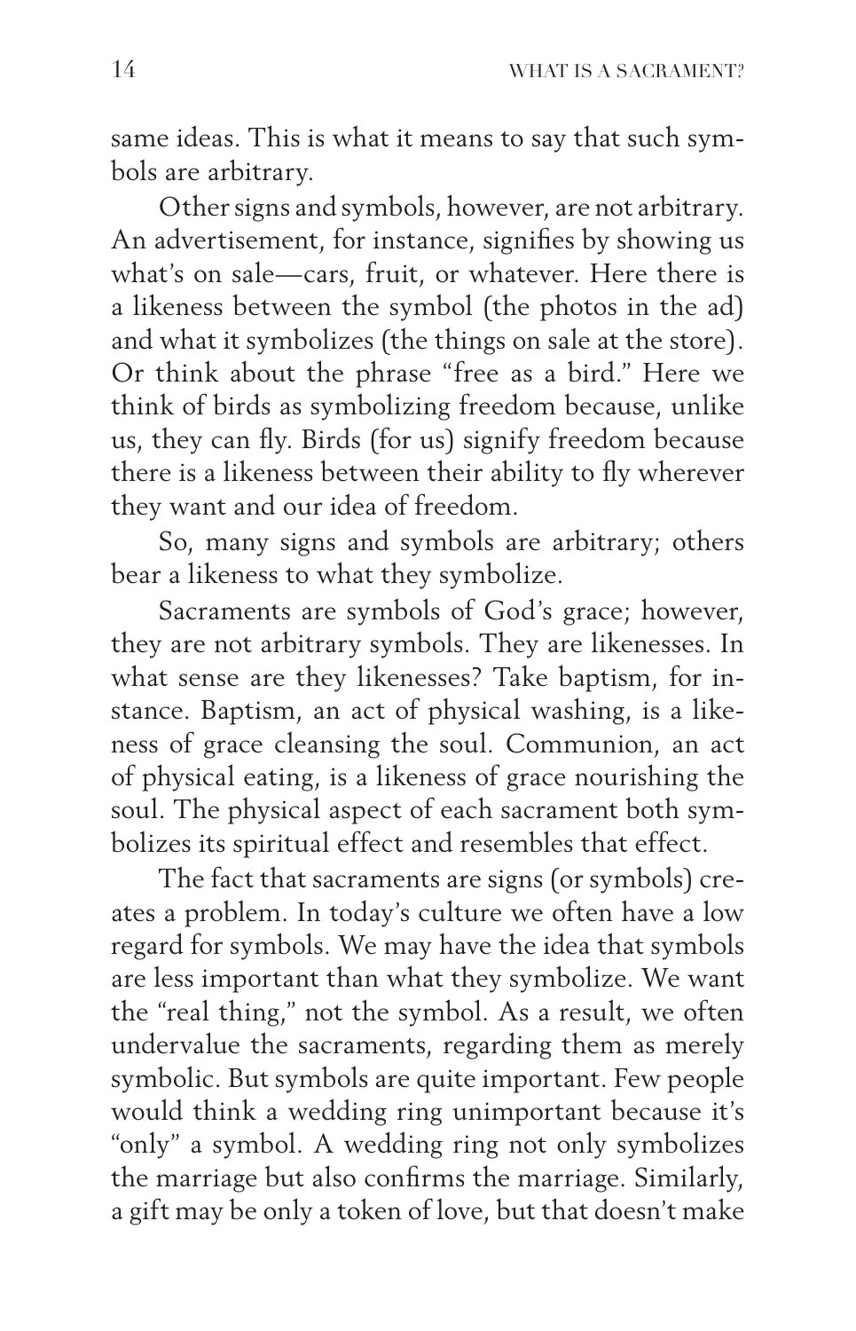same ideas. This is what it means to say that such symbols are arbitrary.

Other signs and symbols, however, are not arbitrary. An advertisement, for instance, signifies by showing us what's on sale—cars, fruit, or whatever. Here there is a likeness between the symbol (the photos in the ad) and what it symbolizes (the things on sale at the store). Or think about the phrase "free as a bird." Here we think of birds as symbolizing freedom because, unlike us, they can fly. Birds (for us) signify freedom because there is a likeness between their ability to fly wherever they want and our idea of freedom.

So, many signs and symbols are arbitrary; others bear a likeness to what they symbolize.

Sacraments are symbols of God's grace; however, they are not arbitrary symbols. They are likenesses. In what sense are they likenesses? Take baptism, for instance. Baptism, an act of physical washing, is a likeness of grace cleansing the soul. Communion, an act of physical eating, is a likeness of grace nourishing the soul. The physical aspect of each sacrament both symbolizes its spiritual effect and resembles that effect.

The fact that sacraments are signs (or symbols) creates a problem. In today's culture we often have a low regard for symbols. We may have the idea that symbols are less important than what they symbolize. We want the "real thing," not the symbol. As a result, we often undervalue the sacraments, regarding them as merely symbolic. But symbols are quite important. Few people would think a wedding ring unimportant because it's "only" a symbol. A wedding ring not only symbolizes the marriage but also confirms the marriage. Similarly, a gift may be only a token of love, but that doesn't make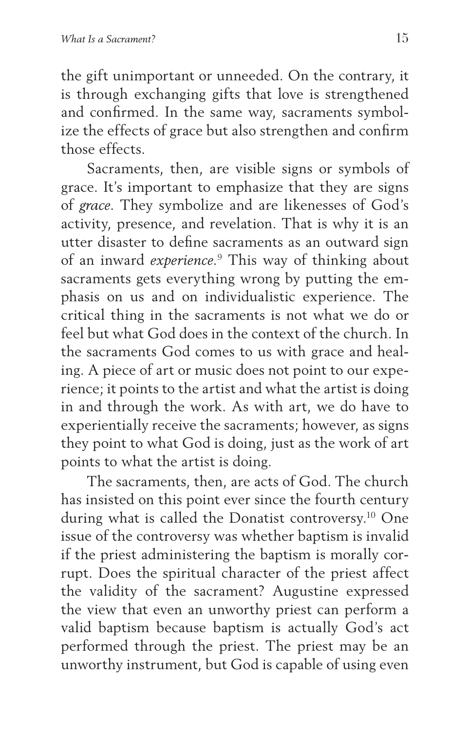the gift unimportant or unneeded. On the contrary, it is through exchanging gifts that love is strengthened and confirmed. In the same way, sacraments symbolize the effects of grace but also strengthen and confirm those effects.

Sacraments, then, are visible signs or symbols of grace. It's important to emphasize that they are signs of *grace*. They symbolize and are likenesses of God's activity, presence, and revelation. That is why it is an utter disaster to define sacraments as an outward sign of an inward *experience*.[9] This way of thinking about sacraments gets everything wrong by putting the emphasis on us and on individualistic experience. The critical thing in the sacraments is not what we do or feel but what God does in the context of the church. In the sacraments God comes to us with grace and healing. A piece of art or music does not point to our experience; it points to the artist and what the artist is doing in and through the work. As with art, we do have to experientially receive the sacraments; however, as signs they point to what God is doing, just as the work of art points to what the artist is doing.

The sacraments, then, are acts of God. The church has insisted on this point ever since the fourth century during what is called the Donatist controversy.[10] One issue of the controversy was whether baptism is invalid if the priest administering the baptism is morally corrupt. Does the spiritual character of the priest affect the validity of the sacrament? Augustine expressed the view that even an unworthy priest can perform a valid baptism because baptism is actually God's act performed through the priest. The priest may be an unworthy instrument, but God is capable of using even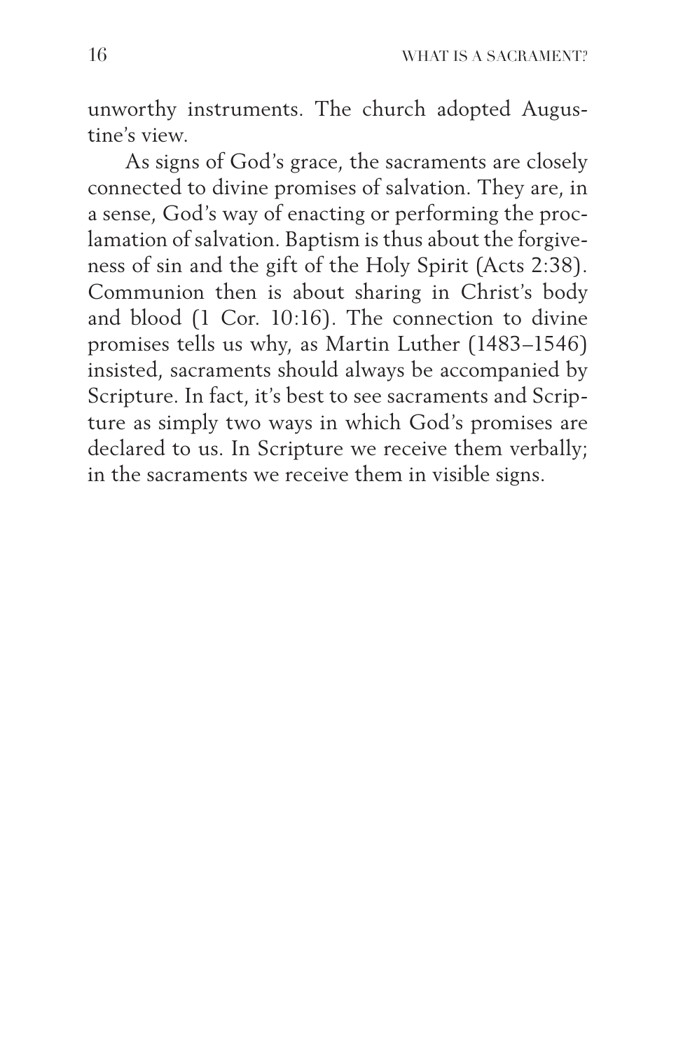unworthy instruments. The church adopted Augustine's view.

As signs of God's grace, the sacraments are closely connected to divine promises of salvation. They are, in a sense, God's way of enacting or performing the proclamation of salvation. Baptism is thus about the forgiveness of sin and the gift of the Holy Spirit (Acts 2:38). Communion then is about sharing in Christ's body and blood (1 Cor. 10:16). The connection to divine promises tells us why, as Martin Luther (1483–1546) insisted, sacraments should always be accompanied by Scripture. In fact, it's best to see sacraments and Scripture as simply two ways in which God's promises are declared to us. In Scripture we receive them verbally; in the sacraments we receive them in visible signs.